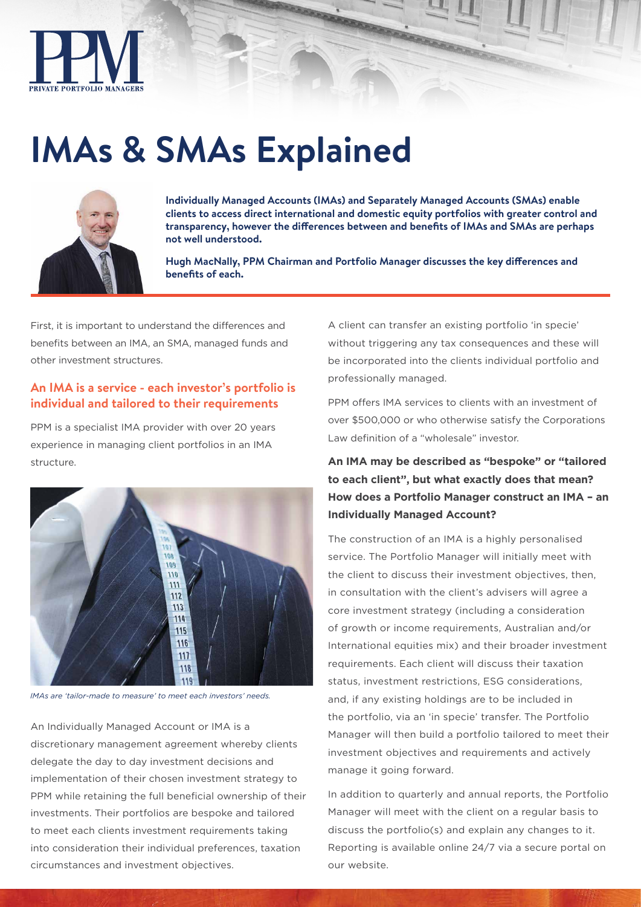# IMAs & SMAs Explained

**Individually Managed Accounts (IMAs) and Separately Managed Accounts (SMAs) enable clients to access direct international and domestic equity portfolios with greater control and transparency, however the differences between and benefits of IMAs and SMAs are perhaps not well understood.**

**Hugh MacNally, PPM Chairman and Portfolio Manager discusses the key differences and benefits of each.**

First, it is important to understand the differences and benefits between an IMA, an SMA, managed funds and other investment structures.

## An IMA is a service - each investor's portfolio is individual and tailored to their requirements

PPM is a specialist IMA provider with over 20 years experience in managing client portfolios in an IMA structure.

*IMAs are 'tailor-made to measure' to meet each investors' needs.*

An Individually Managed Account or IMA is a discretionary management agreement whereby clients delegate the day to day investment decisions and implementation of their chosen investment strategy to PPM while retaining the full beneficial ownership of their investments. Their portfolios are bespoke and tailored to meet each clients investment requirements taking into consideration their individual preferences, taxation circumstances and investment objectives.

A client can transfer an existing portfolio 'in specie' without triggering any tax consequences and these will be incorporated into the clients individual portfolio and professionally managed.

PPM offers IMA services to clients with an investment of over $500,000 or who otherwise satisfy the Corporations Law definition of a "wholesale" investor.

### An IMA may be described as "bespoke" or "tailored to each client", but what exactly does that mean? How does a Portfolio Manager construct an IMA – an Individually Managed Account?

The construction of an IMA is a highly personalised service. The Portfolio Manager will initially meet with the client to discuss their investment objectives, then, in consultation with the client's advisers will agree a core investment strategy (including a consideration of growth or income requirements, Australian and/or International equities mix) and their broader investment requirements. Each client will discuss their taxation status, investment restrictions, ESG considerations, and, if any existing holdings are to be included in the portfolio, via an 'in specie' transfer. The Portfolio Manager will then build a portfolio tailored to meet their investment objectives and requirements and actively manage it going forward.

In addition to quarterly and annual reports, the Portfolio Manager will meet with the client on a regular basis to discuss the portfolio(s) and explain any changes to it. Reporting is available online 24/7 via a secure portal on our website.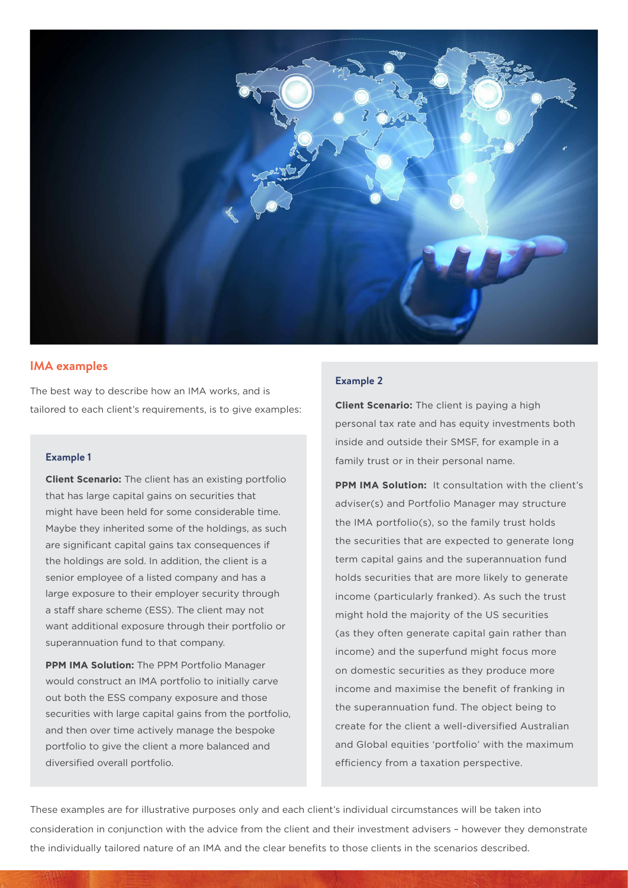## IMA examples

The best way to describe how an IMA works, and is tailored to each client's requirements, is to give examples:

### Example 1

**Client Scenario:** The client has an existing portfolio that has large capital gains on securities that might have been held for some considerable time. Maybe they inherited some of the holdings, as such are significant capital gains tax consequences if the holdings are sold. In addition, the client is a senior employee of a listed company and has a large exposure to their employer security through a staff share scheme (ESS). The client may not want additional exposure through their portfolio or superannuation fund to that company.

**PPM IMA Solution:** The PPM Portfolio Manager would construct an IMA portfolio to initially carve out both the ESS company exposure and those securities with large capital gains from the portfolio, and then over time actively manage the bespoke portfolio to give the client a more balanced and diversified overall portfolio.

### Example 2

**Client Scenario:** The client is paying a high personal tax rate and has equity investments both inside and outside their SMSF, for example in a family trust or in their personal name.

**PPM IMA Solution:** It consultation with the client's adviser(s) and Portfolio Manager may structure the IMA portfolio(s), so the family trust holds the securities that are expected to generate long term capital gains and the superannuation fund holds securities that are more likely to generate income (particularly franked). As such the trust might hold the majority of the US securities (as they often generate capital gain rather than income) and the superfund might focus more on domestic securities as they produce more income and maximise the benefit of franking in the superannuation fund. The object being to create for the client a well-diversified Australian and Global equities 'portfolio' with the maximum efficiency from a taxation perspective.

These examples are for illustrative purposes only and each client's individual circumstances will be taken into consideration in conjunction with the advice from the client and their investment advisers – however they demonstrate the individually tailored nature of an IMA and the clear benefits to those clients in the scenarios described.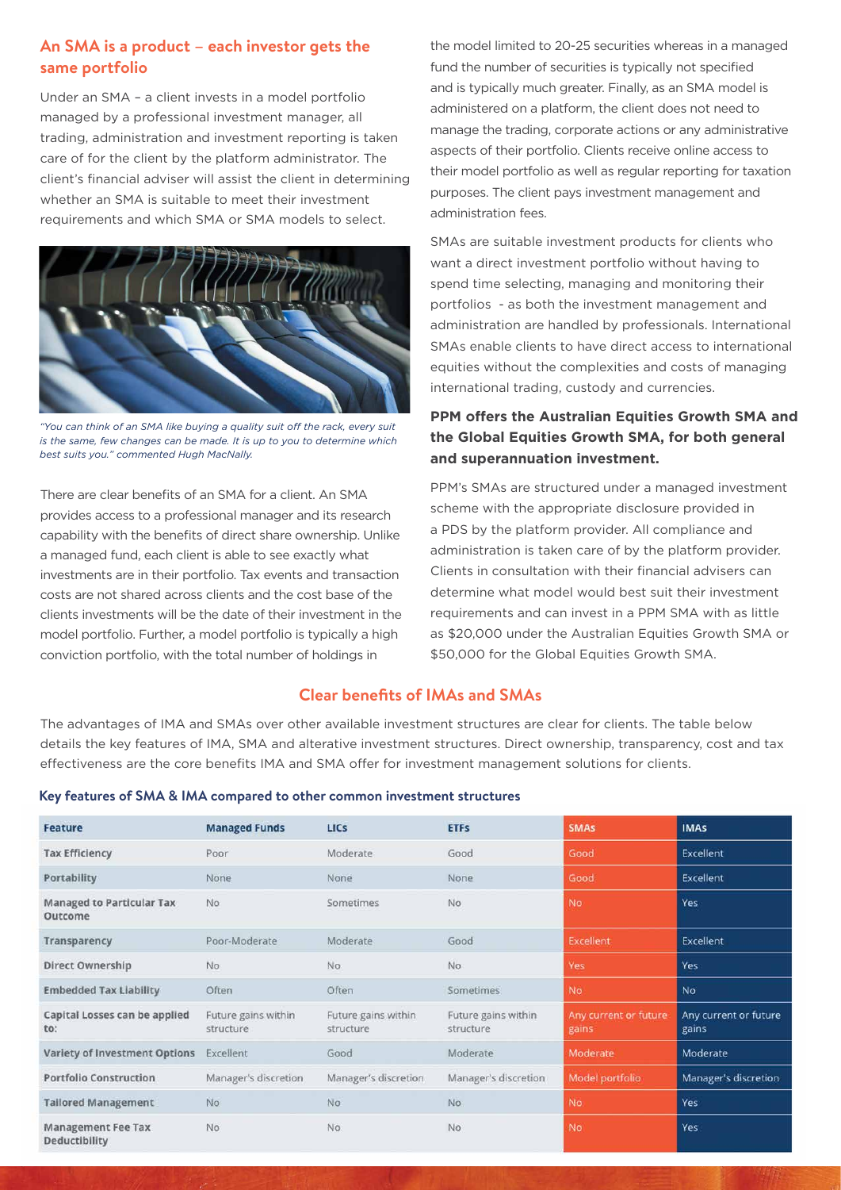## An SMA is a product – each investor gets the same portfolio

Under an SMA – a client invests in a model portfolio managed by a professional investment manager, all trading, administration and investment reporting is taken care of for the client by the platform administrator. The client's financial adviser will assist the client in determining whether an SMA is suitable to meet their investment requirements and which SMA or SMA models to select.

*"You can think of an SMA like buying a quality suit off the rack, every suit is the same, few changes can be made. It is up to you to determine which best suits you." commented Hugh MacNally.*

There are clear benefits of an SMA for a client. An SMA provides access to a professional manager and its research capability with the benefits of direct share ownership. Unlike a managed fund, each client is able to see exactly what investments are in their portfolio. Tax events and transaction costs are not shared across clients and the cost base of the clients investments will be the date of their investment in the model portfolio. Further, a model portfolio is typically a high conviction portfolio, with the total number of holdings in the model limited to 20-25 securities whereas in a managed fund the number of securities is typically not specified and is typically much greater. Finally, as an SMA model is administered on a platform, the client does not need to manage the trading, corporate actions or any administrative aspects of their portfolio. Clients receive online access to their model portfolio as well as regular reporting for taxation purposes. The client pays investment management and administration fees.

SMAs are suitable investment products for clients who want a direct investment portfolio without having to spend time selecting, managing and monitoring their portfolios - as both the investment management and administration are handled by professionals. International SMAs enable clients to have direct access to international equities without the complexities and costs of managing international trading, custody and currencies.

### PPM offers the Australian Equities Growth SMA and the Global Equities Growth SMA, for both general and superannuation investment.

PPM's SMAs are structured under a managed investment scheme with the appropriate disclosure provided in a PDS by the platform provider. All compliance and administration is taken care of by the platform provider. Clients in consultation with their financial advisers can determine what model would best suit their investment requirements and can invest in a PPM SMA with as little as $20,000 under the Australian Equities Growth SMA or $50,000 for the Global Equities Growth SMA.

## Clear benefits of IMAs and SMAs

The advantages of IMA and SMAs over other available investment structures are clear for clients. The table below details the key features of IMA, SMA and alterative investment structures. Direct ownership, transparency, cost and tax effectiveness are the core benefits IMA and SMA offer for investment management solutions for clients.

**Key features of SMA & IMA compared to other common investment structures**

| Feature | Managed Funds | LICs | ETFs | SMAs | IMAs |
|---|---|---|---|---|---|
| Tax Efficiency | Poor | Moderate | Good | Good | Excellent |
| Portability | None | None | None | Good | Excellent |
| Managed to Particular Tax Outcome | No | Sometimes | No | No | Yes |
| Transparency | Poor-Moderate | Moderate | Good | Excellent | Excellent |
| Direct Ownership | No | No | No | Yes | Yes |
| Embedded Tax Liability | Often | Often | Sometimes | No | No |
| Capital Losses can be applied to: | Future gains within structure | Future gains within structure | Future gains within structure | Any current or future gains | Any current or future gains |
| Variety of Investment Options | Excellent | Good | Moderate | Moderate | Moderate |
| Portfolio Construction | Manager's discretion | Manager's discretion | Manager's discretion | Model portfolio | Manager's discretion |
| Tailored Management | No | No | No | No | Yes |
| Management Fee Tax Deductibility | No | No | No | No | Yes |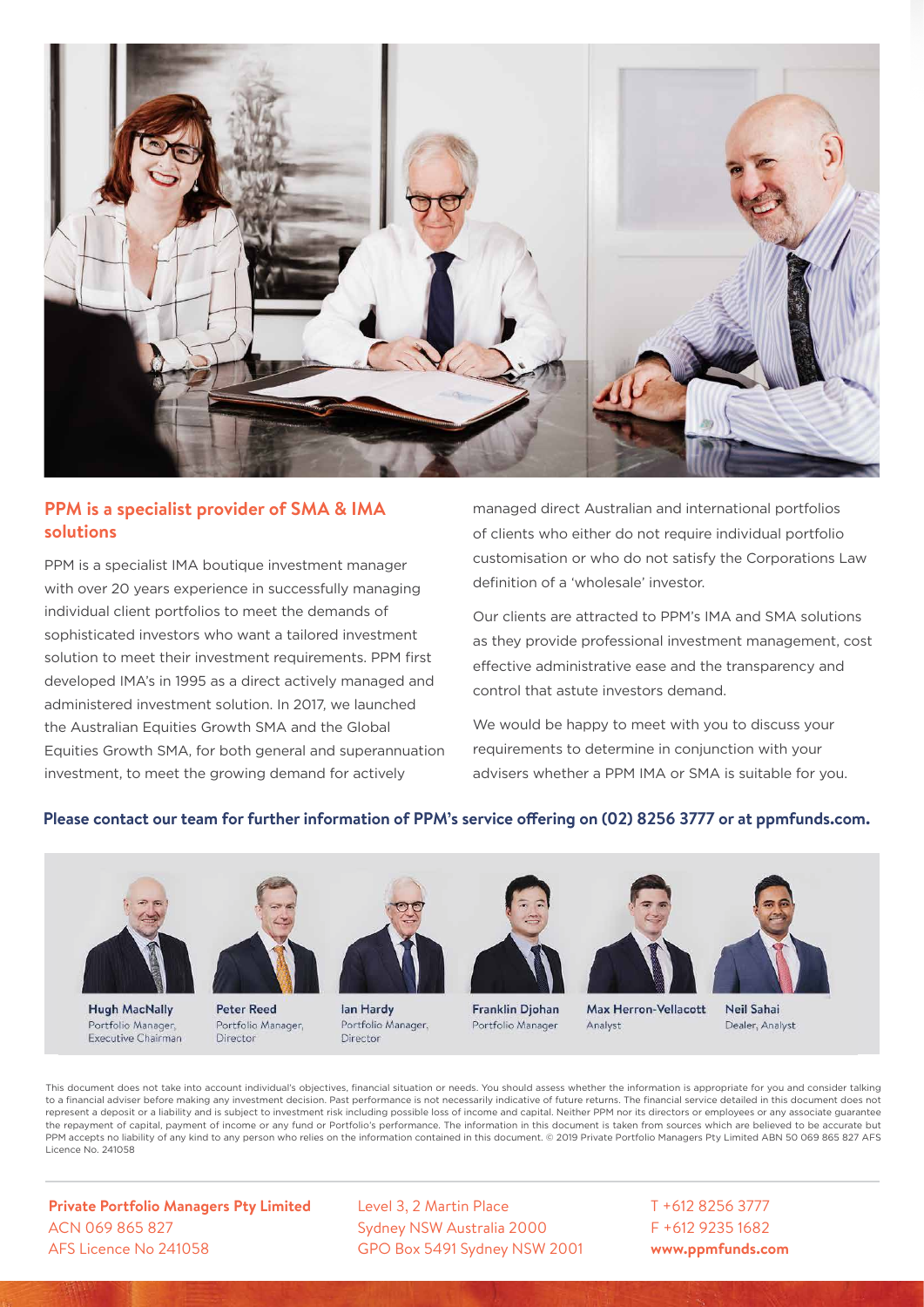## PPM is a specialist provider of SMA & IMA solutions

PPM is a specialist IMA boutique investment manager with over 20 years experience in successfully managing individual client portfolios to meet the demands of sophisticated investors who want a tailored investment solution to meet their investment requirements. PPM first developed IMA's in 1995 as a direct actively managed and administered investment solution. In 2017, we launched the Australian Equities Growth SMA and the Global Equities Growth SMA, for both general and superannuation investment, to meet the growing demand for actively managed direct Australian and international portfolios of clients who either do not require individual portfolio customisation or who do not satisfy the Corporations Law definition of a 'wholesale' investor.

Our clients are attracted to PPM's IMA and SMA solutions as they provide professional investment management, cost effective administrative ease and the transparency and control that astute investors demand.

We would be happy to meet with you to discuss your requirements to determine in conjunction with your advisers whether a PPM IMA or SMA is suitable for you.

**Please contact our team for further information of PPM's service offering on (02) 8256 3777 or at ppmfunds.com.**

**Hugh MacNally**
Portfolio Manager, Executive Chairman

**Peter Reed**
Portfolio Manager, Director

**Ian Hardy**
Portfolio Manager, Director

**Franklin Djohan**
Portfolio Manager

**Max Herron-Vellacott**
Analyst

**Neil Sahai**
Dealer, Analyst

This document does not take into account individual's objectives, financial situation or needs. You should assess whether the information is appropriate for you and consider talking to a financial adviser before making any investment decision. Past performance is not necessarily indicative of future returns. The financial service detailed in this document does not represent a deposit or a liability and is subject to investment risk including possible loss of income and capital. Neither PPM nor its directors or employees or any associate guarantee the repayment of capital, payment of income or any fund or Portfolio's performance. The information in this document is taken from sources which are believed to be accurate but PPM accepts no liability of any kind to any person who relies on the information contained in this document. © 2019 Private Portfolio Managers Pty Limited ABN 50 069 865 827 AFS Licence No. 241058

**Private Portfolio Managers Pty Limited**
ACN 069 865 827
AFS Licence No 241058

Level 3, 2 Martin Place
Sydney NSW Australia 2000
GPO Box 5491 Sydney NSW 2001

T +612 8256 3777
F +612 9235 1682
**www.ppmfunds.com**